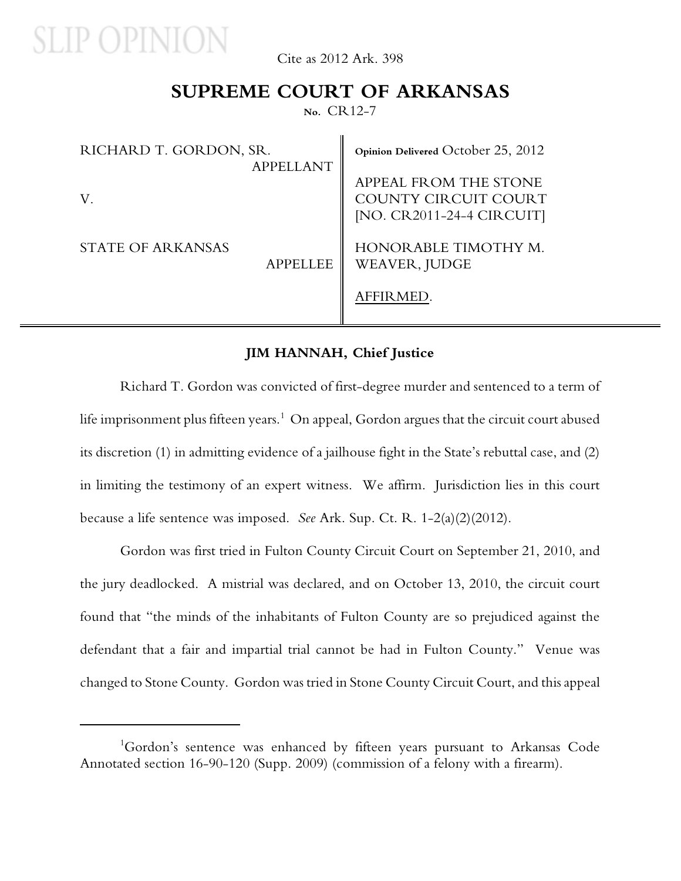SLIP OPINION

Cite as 2012 Ark. 398

# SUPREME COURT OF ARKANSAS

No. CR12-7

| | |
|---|---|
| RICHARD T. GORDON, SR. APPELLANT | Opinion Delivered October 25, 2012 |
| V. | APPEAL FROM THE STONE COUNTY CIRCUIT COURT [NO. CR2011-24-4 CIRCUIT] |
| STATE OF ARKANSAS APPELLEE | HONORABLE TIMOTHY M. WEAVER, JUDGE |
| | AFFIRMED. |

**JIM HANNAH, Chief Justice**

Richard T. Gordon was convicted of first-degree murder and sentenced to a term of life imprisonment plus fifteen years.[1] On appeal, Gordon argues that the circuit court abused its discretion (1) in admitting evidence of a jailhouse fight in the State's rebuttal case, and (2) in limiting the testimony of an expert witness. We affirm. Jurisdiction lies in this court because a life sentence was imposed. *See* Ark. Sup. Ct. R. 1-2(a)(2)(2012).

Gordon was first tried in Fulton County Circuit Court on September 21, 2010, and the jury deadlocked. A mistrial was declared, and on October 13, 2010, the circuit court found that "the minds of the inhabitants of Fulton County are so prejudiced against the defendant that a fair and impartial trial cannot be had in Fulton County." Venue was changed to Stone County. Gordon was tried in Stone County Circuit Court, and this appeal

[1]Gordon's sentence was enhanced by fifteen years pursuant to Arkansas Code Annotated section 16-90-120 (Supp. 2009) (commission of a felony with a firearm).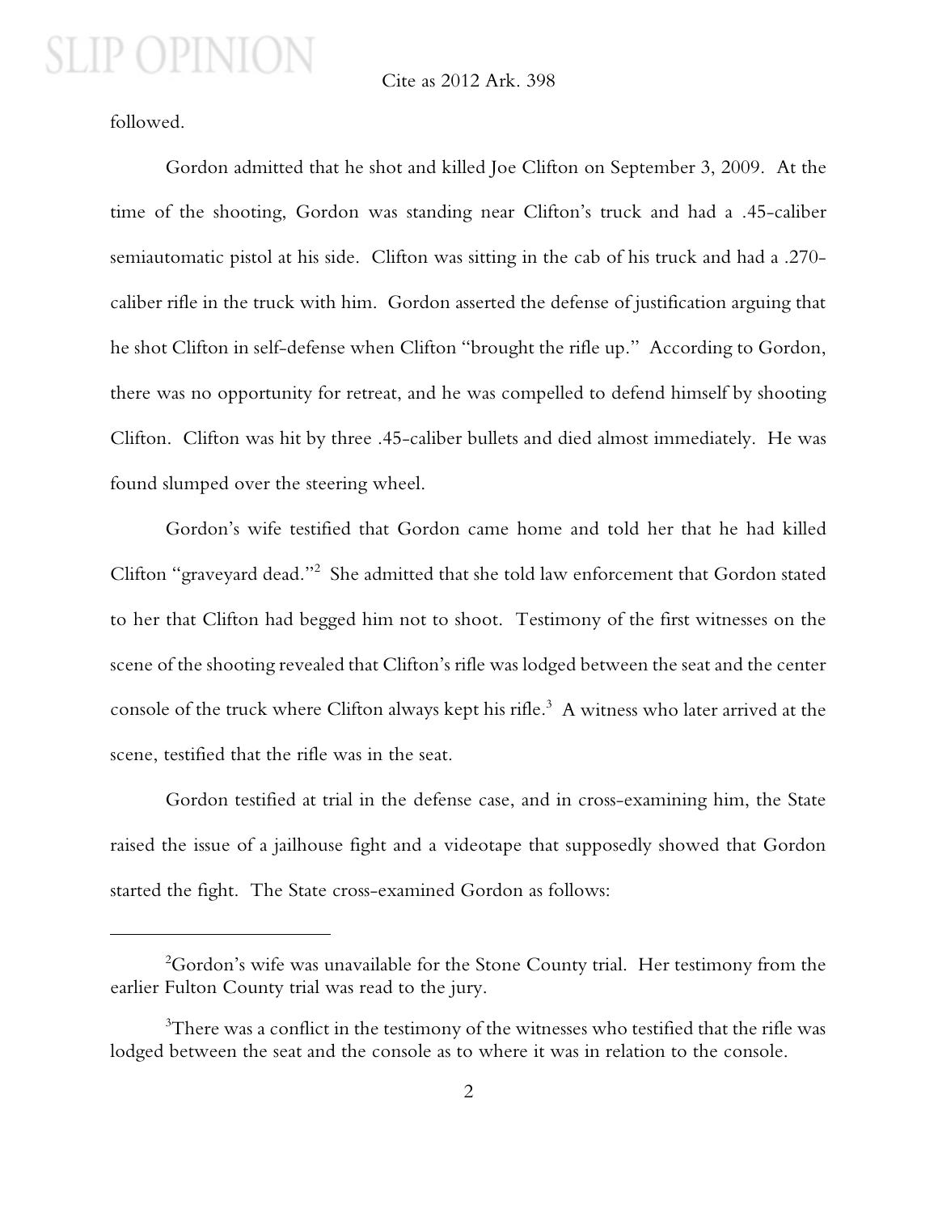followed.

Gordon admitted that he shot and killed Joe Clifton on September 3, 2009. At the time of the shooting, Gordon was standing near Clifton's truck and had a .45-caliber semiautomatic pistol at his side. Clifton was sitting in the cab of his truck and had a .270-caliber rifle in the truck with him. Gordon asserted the defense of justification arguing that he shot Clifton in self-defense when Clifton "brought the rifle up." According to Gordon, there was no opportunity for retreat, and he was compelled to defend himself by shooting Clifton. Clifton was hit by three .45-caliber bullets and died almost immediately. He was found slumped over the steering wheel.

Gordon's wife testified that Gordon came home and told her that he had killed Clifton "graveyard dead."[2] She admitted that she told law enforcement that Gordon stated to her that Clifton had begged him not to shoot. Testimony of the first witnesses on the scene of the shooting revealed that Clifton's rifle was lodged between the seat and the center console of the truck where Clifton always kept his rifle.[3] A witness who later arrived at the scene, testified that the rifle was in the seat.

Gordon testified at trial in the defense case, and in cross-examining him, the State raised the issue of a jailhouse fight and a videotape that supposedly showed that Gordon started the fight. The State cross-examined Gordon as follows:

---

[2] Gordon's wife was unavailable for the Stone County trial. Her testimony from the earlier Fulton County trial was read to the jury.

[3] There was a conflict in the testimony of the witnesses who testified that the rifle was lodged between the seat and the console as to where it was in relation to the console.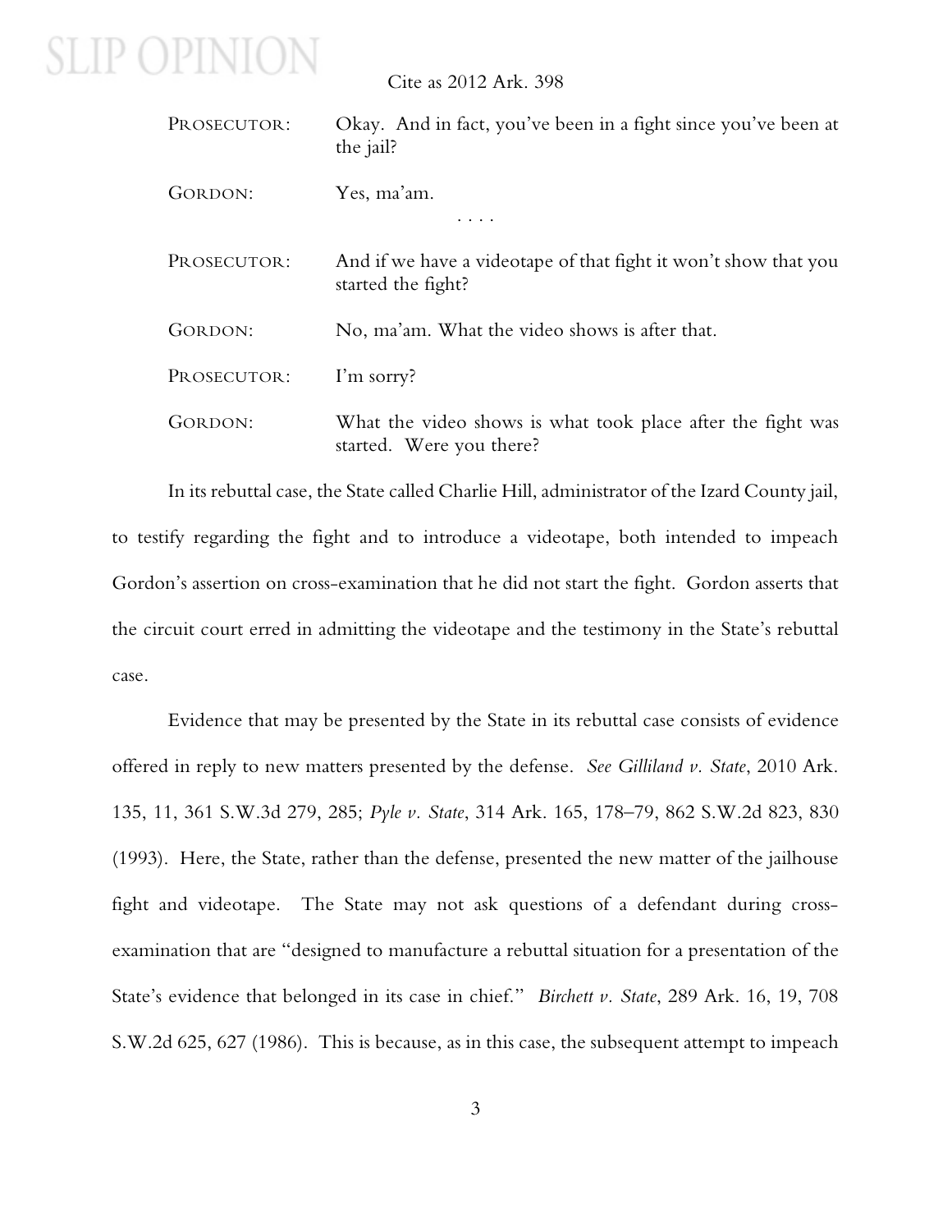| | |
|---|---|
| PROSECUTOR: | Okay. And in fact, you've been in a fight since you've been at the jail? |
| GORDON: | Yes, ma'am. |

. . . .

| | |
|---|---|
| PROSECUTOR: | And if we have a videotape of that fight it won't show that you started the fight? |
| GORDON: | No, ma'am. What the video shows is after that. |
| PROSECUTOR: | I'm sorry? |
| GORDON: | What the video shows is what took place after the fight was started. Were you there? |

In its rebuttal case, the State called Charlie Hill, administrator of the Izard County jail, to testify regarding the fight and to introduce a videotape, both intended to impeach Gordon's assertion on cross-examination that he did not start the fight. Gordon asserts that the circuit court erred in admitting the videotape and the testimony in the State's rebuttal case.

Evidence that may be presented by the State in its rebuttal case consists of evidence offered in reply to new matters presented by the defense. *See Gilliland v. State*, 2010 Ark. 135, 11, 361 S.W.3d 279, 285; *Pyle v. State*, 314 Ark. 165, 178–79, 862 S.W.2d 823, 830 (1993). Here, the State, rather than the defense, presented the new matter of the jailhouse fight and videotape. The State may not ask questions of a defendant during cross-examination that are "designed to manufacture a rebuttal situation for a presentation of the State's evidence that belonged in its case in chief." *Birchett v. State*, 289 Ark. 16, 19, 708 S.W.2d 625, 627 (1986). This is because, as in this case, the subsequent attempt to impeach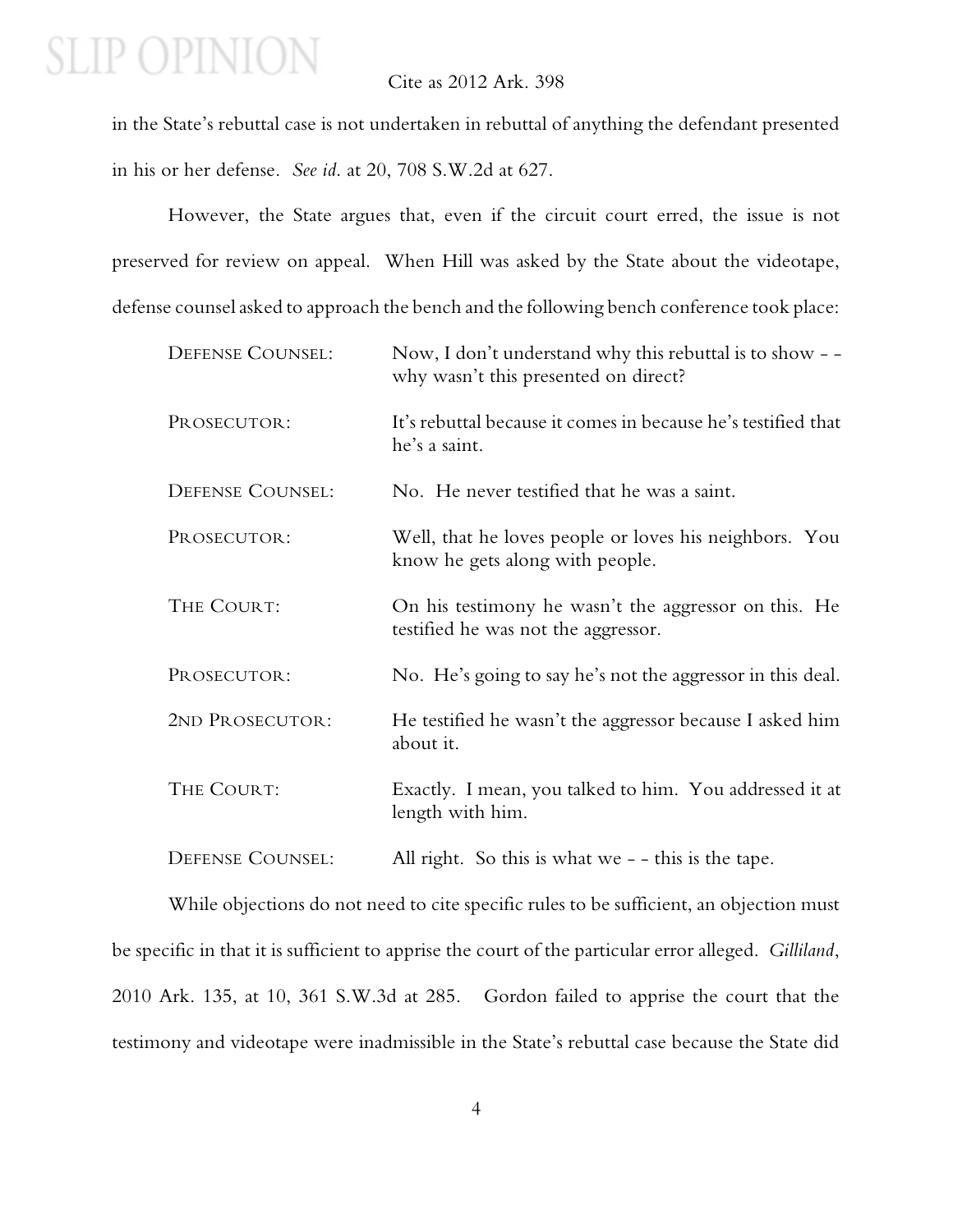in the State's rebuttal case is not undertaken in rebuttal of anything the defendant presented in his or her defense. *See id.* at 20, 708 S.W.2d at 627.

However, the State argues that, even if the circuit court erred, the issue is not preserved for review on appeal. When Hill was asked by the State about the videotape, defense counsel asked to approach the bench and the following bench conference took place:

DEFENSE COUNSEL: Now, I don't understand why this rebuttal is to show - - why wasn't this presented on direct?

PROSECUTOR: It's rebuttal because it comes in because he's testified that he's a saint.

DEFENSE COUNSEL: No. He never testified that he was a saint.

PROSECUTOR: Well, that he loves people or loves his neighbors. You know he gets along with people.

THE COURT: On his testimony he wasn't the aggressor on this. He testified he was not the aggressor.

PROSECUTOR: No. He's going to say he's not the aggressor in this deal.

2ND PROSECUTOR: He testified he wasn't the aggressor because I asked him about it.

THE COURT: Exactly. I mean, you talked to him. You addressed it at length with him.

DEFENSE COUNSEL: All right. So this is what we - - this is the tape.

While objections do not need to cite specific rules to be sufficient, an objection must be specific in that it is sufficient to apprise the court of the particular error alleged. *Gilliland*, 2010 Ark. 135, at 10, 361 S.W.3d at 285. Gordon failed to apprise the court that the testimony and videotape were inadmissible in the State's rebuttal case because the State did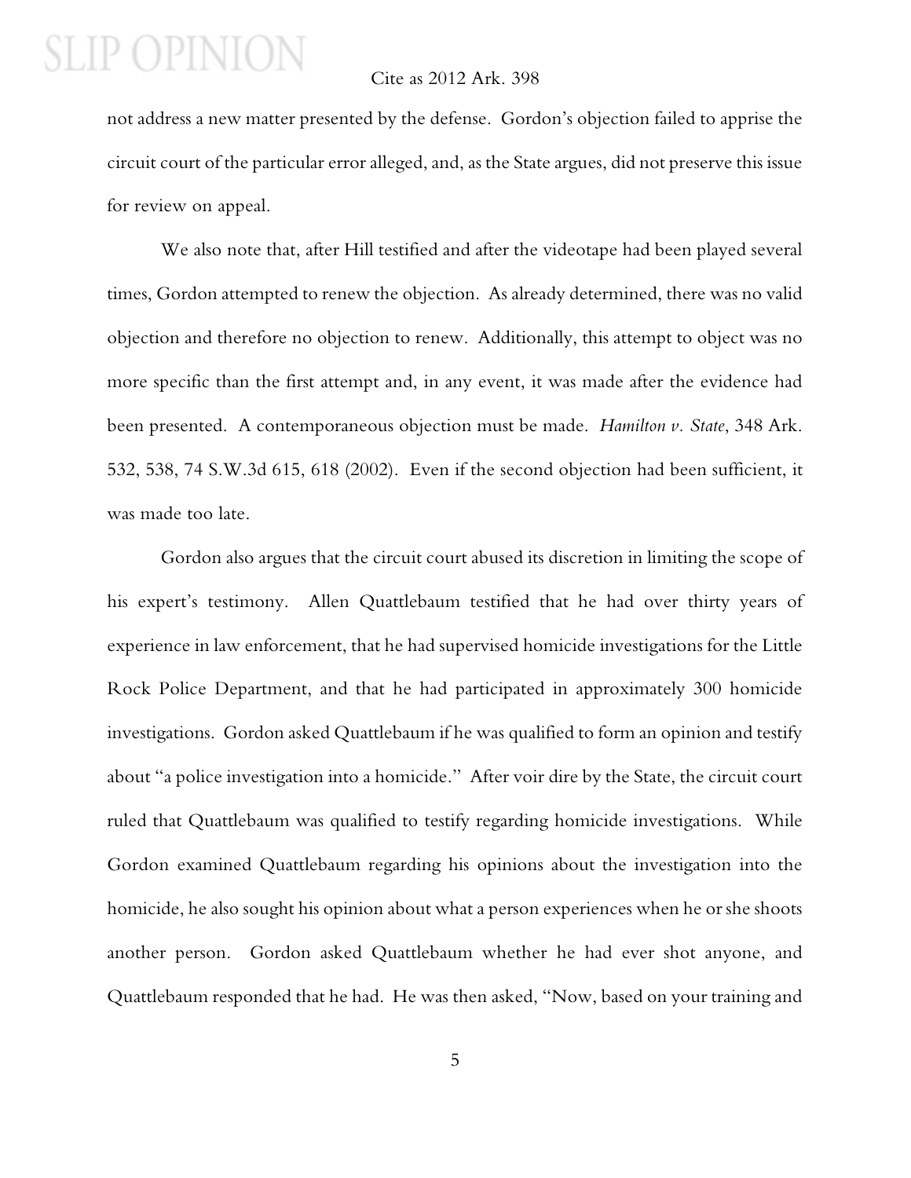not address a new matter presented by the defense. Gordon's objection failed to apprise the circuit court of the particular error alleged, and, as the State argues, did not preserve this issue for review on appeal.

We also note that, after Hill testified and after the videotape had been played several times, Gordon attempted to renew the objection. As already determined, there was no valid objection and therefore no objection to renew. Additionally, this attempt to object was no more specific than the first attempt and, in any event, it was made after the evidence had been presented. A contemporaneous objection must be made. *Hamilton v. State*, 348 Ark. 532, 538, 74 S.W.3d 615, 618 (2002). Even if the second objection had been sufficient, it was made too late.

Gordon also argues that the circuit court abused its discretion in limiting the scope of his expert's testimony. Allen Quattlebaum testified that he had over thirty years of experience in law enforcement, that he had supervised homicide investigations for the Little Rock Police Department, and that he had participated in approximately 300 homicide investigations. Gordon asked Quattlebaum if he was qualified to form an opinion and testify about "a police investigation into a homicide." After voir dire by the State, the circuit court ruled that Quattlebaum was qualified to testify regarding homicide investigations. While Gordon examined Quattlebaum regarding his opinions about the investigation into the homicide, he also sought his opinion about what a person experiences when he or she shoots another person. Gordon asked Quattlebaum whether he had ever shot anyone, and Quattlebaum responded that he had. He was then asked, "Now, based on your training and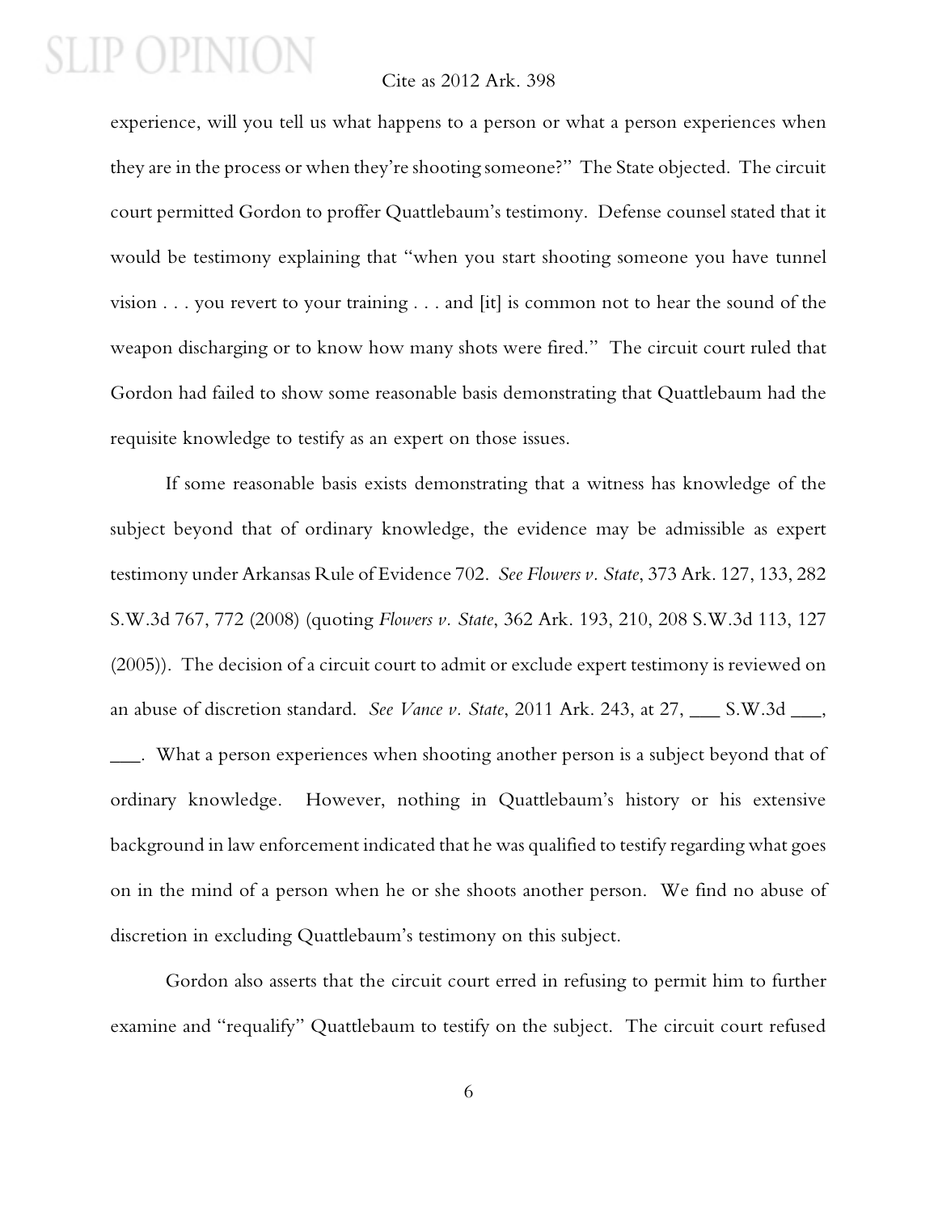experience, will you tell us what happens to a person or what a person experiences when they are in the process or when they're shooting someone?" The State objected. The circuit court permitted Gordon to proffer Quattlebaum's testimony. Defense counsel stated that it would be testimony explaining that "when you start shooting someone you have tunnel vision . . . you revert to your training . . . and [it] is common not to hear the sound of the weapon discharging or to know how many shots were fired." The circuit court ruled that Gordon had failed to show some reasonable basis demonstrating that Quattlebaum had the requisite knowledge to testify as an expert on those issues.

If some reasonable basis exists demonstrating that a witness has knowledge of the subject beyond that of ordinary knowledge, the evidence may be admissible as expert testimony under Arkansas Rule of Evidence 702. *See Flowers v. State*, 373 Ark. 127, 133, 282 S.W.3d 767, 772 (2008) (quoting *Flowers v. State*, 362 Ark. 193, 210, 208 S.W.3d 113, 127 (2005)). The decision of a circuit court to admit or exclude expert testimony is reviewed on an abuse of discretion standard. *See Vance v. State*, 2011 Ark. 243, at 27, ___ S.W.3d ___, ___. What a person experiences when shooting another person is a subject beyond that of ordinary knowledge. However, nothing in Quattlebaum's history or his extensive background in law enforcement indicated that he was qualified to testify regarding what goes on in the mind of a person when he or she shoots another person. We find no abuse of discretion in excluding Quattlebaum's testimony on this subject.

Gordon also asserts that the circuit court erred in refusing to permit him to further examine and "requalify" Quattlebaum to testify on the subject. The circuit court refused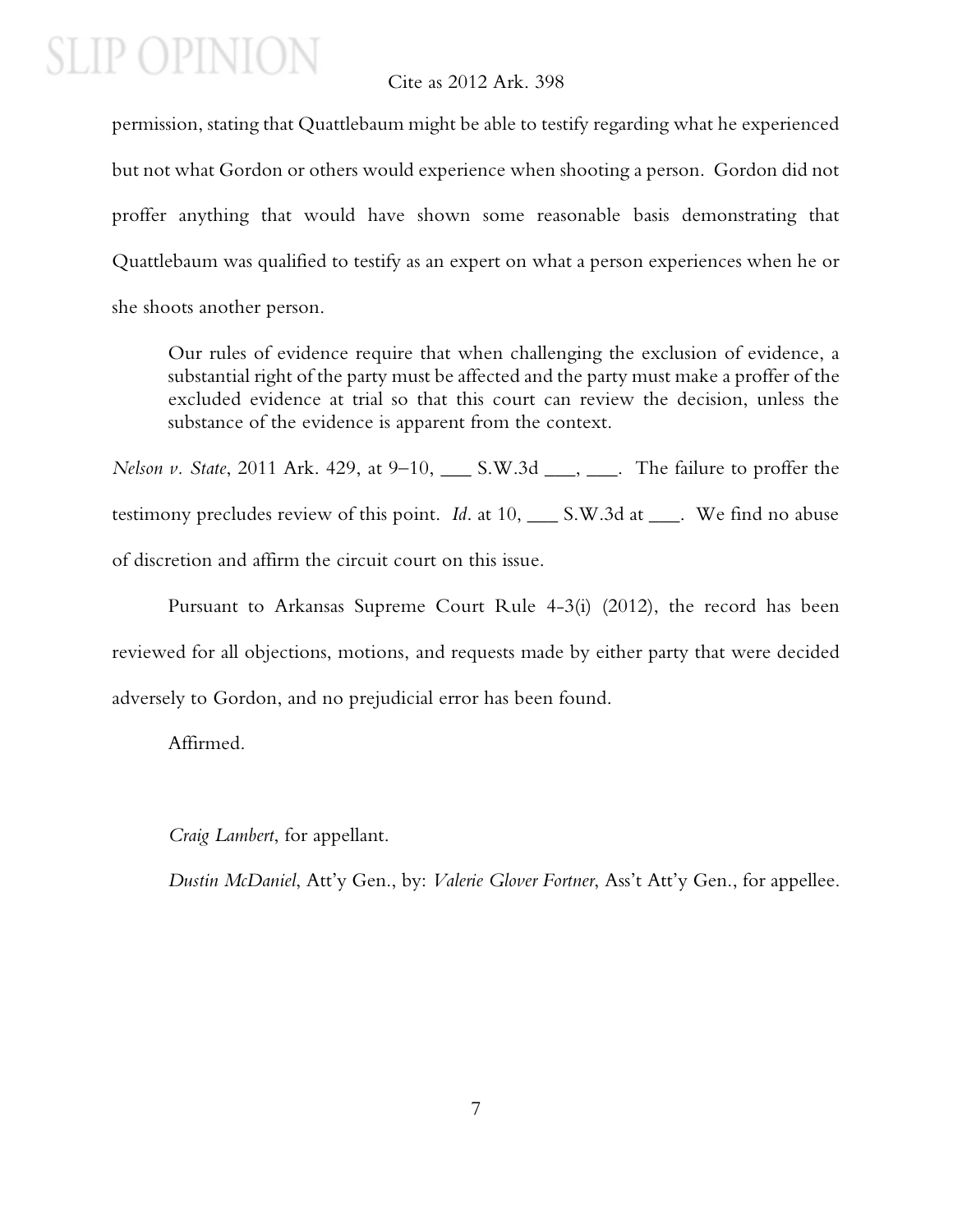permission, stating that Quattlebaum might be able to testify regarding what he experienced but not what Gordon or others would experience when shooting a person. Gordon did not proffer anything that would have shown some reasonable basis demonstrating that Quattlebaum was qualified to testify as an expert on what a person experiences when he or she shoots another person.

> Our rules of evidence require that when challenging the exclusion of evidence, a substantial right of the party must be affected and the party must make a proffer of the excluded evidence at trial so that this court can review the decision, unless the substance of the evidence is apparent from the context.

*Nelson v. State*, 2011 Ark. 429, at 9–10, ___ S.W.3d ___, ___. The failure to proffer the testimony precludes review of this point. *Id*. at 10, ___ S.W.3d at ___. We find no abuse of discretion and affirm the circuit court on this issue.

Pursuant to Arkansas Supreme Court Rule 4-3(i) (2012), the record has been reviewed for all objections, motions, and requests made by either party that were decided adversely to Gordon, and no prejudicial error has been found.

Affirmed.

*Craig Lambert*, for appellant.

*Dustin McDaniel*, Att'y Gen., by: *Valerie Glover Fortner*, Ass't Att'y Gen., for appellee.